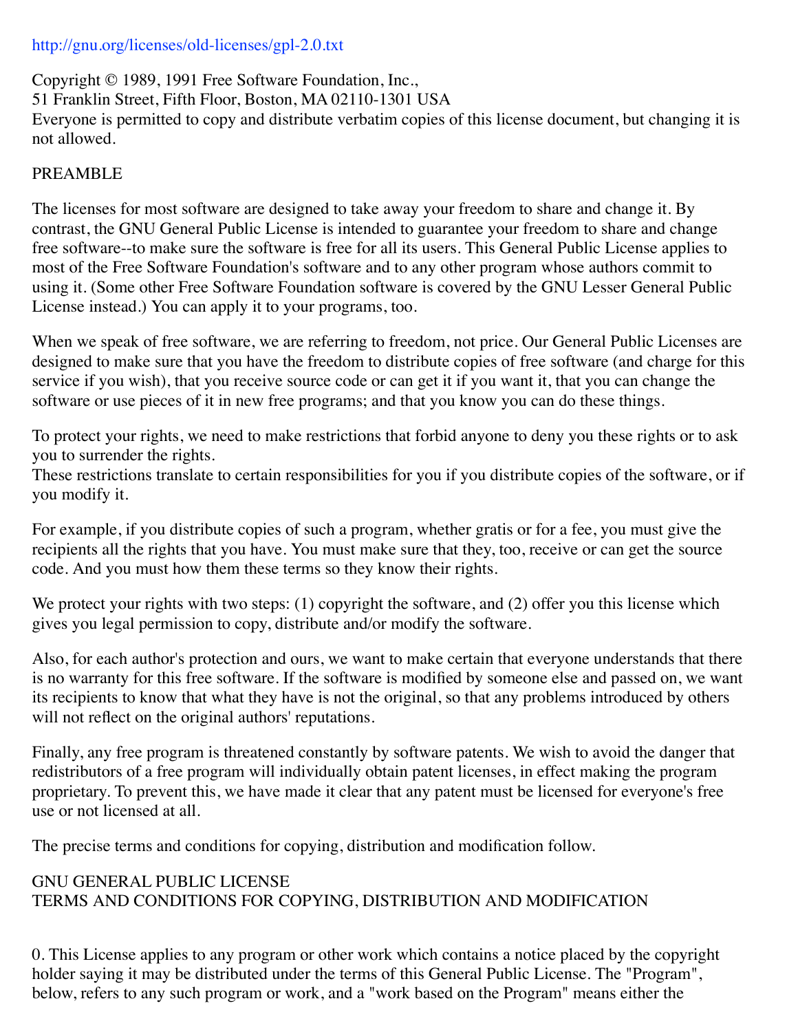http://gnu.org/licenses/old-licenses/gpl-2.0.txt

Copyright © 1989, 1991 Free Software Foundation, Inc.,
51 Franklin Street, Fifth Floor, Boston, MA 02110-1301 USA
Everyone is permitted to copy and distribute verbatim copies of this license document, but changing it is not allowed.

## PREAMBLE

The licenses for most software are designed to take away your freedom to share and change it. By contrast, the GNU General Public License is intended to guarantee your freedom to share and change free software--to make sure the software is free for all its users. This General Public License applies to most of the Free Software Foundation's software and to any other program whose authors commit to using it. (Some other Free Software Foundation software is covered by the GNU Lesser General Public License instead.) You can apply it to your programs, too.

When we speak of free software, we are referring to freedom, not price. Our General Public Licenses are designed to make sure that you have the freedom to distribute copies of free software (and charge for this service if you wish), that you receive source code or can get it if you want it, that you can change the software or use pieces of it in new free programs; and that you know you can do these things.

To protect your rights, we need to make restrictions that forbid anyone to deny you these rights or to ask you to surrender the rights.
These restrictions translate to certain responsibilities for you if you distribute copies of the software, or if you modify it.

For example, if you distribute copies of such a program, whether gratis or for a fee, you must give the recipients all the rights that you have. You must make sure that they, too, receive or can get the source code. And you must how them these terms so they know their rights.

We protect your rights with two steps: (1) copyright the software, and (2) offer you this license which gives you legal permission to copy, distribute and/or modify the software.

Also, for each author's protection and ours, we want to make certain that everyone understands that there is no warranty for this free software. If the software is modified by someone else and passed on, we want its recipients to know that what they have is not the original, so that any problems introduced by others will not reflect on the original authors' reputations.

Finally, any free program is threatened constantly by software patents. We wish to avoid the danger that redistributors of a free program will individually obtain patent licenses, in effect making the program proprietary. To prevent this, we have made it clear that any patent must be licensed for everyone's free use or not licensed at all.

The precise terms and conditions for copying, distribution and modification follow.

## GNU GENERAL PUBLIC LICENSE
## TERMS AND CONDITIONS FOR COPYING, DISTRIBUTION AND MODIFICATION

0. This License applies to any program or other work which contains a notice placed by the copyright holder saying it may be distributed under the terms of this General Public License. The "Program", below, refers to any such program or work, and a "work based on the Program" means either the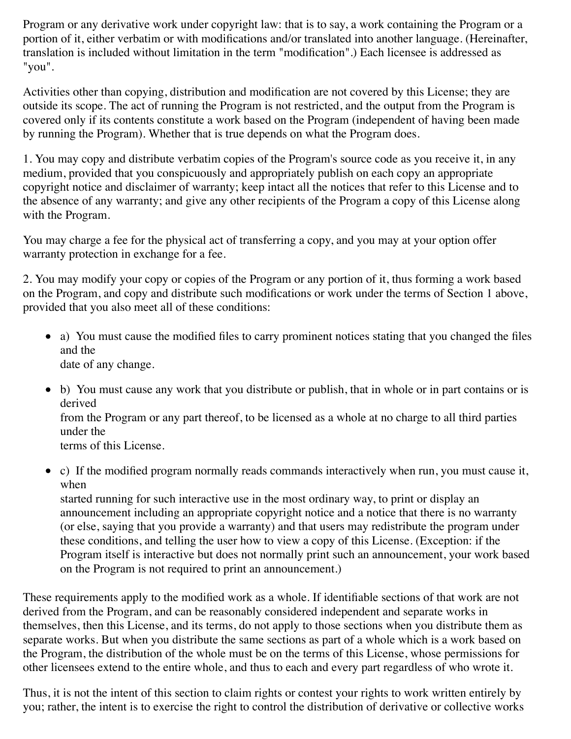Program or any derivative work under copyright law: that is to say, a work containing the Program or a portion of it, either verbatim or with modifications and/or translated into another language. (Hereinafter, translation is included without limitation in the term "modification".) Each licensee is addressed as "you".

Activities other than copying, distribution and modification are not covered by this License; they are outside its scope. The act of running the Program is not restricted, and the output from the Program is covered only if its contents constitute a work based on the Program (independent of having been made by running the Program). Whether that is true depends on what the Program does.

1. You may copy and distribute verbatim copies of the Program's source code as you receive it, in any medium, provided that you conspicuously and appropriately publish on each copy an appropriate copyright notice and disclaimer of warranty; keep intact all the notices that refer to this License and to the absence of any warranty; and give any other recipients of the Program a copy of this License along with the Program.

You may charge a fee for the physical act of transferring a copy, and you may at your option offer warranty protection in exchange for a fee.

2. You may modify your copy or copies of the Program or any portion of it, thus forming a work based on the Program, and copy and distribute such modifications or work under the terms of Section 1 above, provided that you also meet all of these conditions:

- a) You must cause the modified files to carry prominent notices stating that you changed the files and the
  date of any change.
- b) You must cause any work that you distribute or publish, that in whole or in part contains or is derived
  from the Program or any part thereof, to be licensed as a whole at no charge to all third parties under the
  terms of this License.
- c) If the modified program normally reads commands interactively when run, you must cause it, when
  started running for such interactive use in the most ordinary way, to print or display an announcement including an appropriate copyright notice and a notice that there is no warranty (or else, saying that you provide a warranty) and that users may redistribute the program under these conditions, and telling the user how to view a copy of this License. (Exception: if the Program itself is interactive but does not normally print such an announcement, your work based on the Program is not required to print an announcement.)

These requirements apply to the modified work as a whole. If identifiable sections of that work are not derived from the Program, and can be reasonably considered independent and separate works in themselves, then this License, and its terms, do not apply to those sections when you distribute them as separate works. But when you distribute the same sections as part of a whole which is a work based on the Program, the distribution of the whole must be on the terms of this License, whose permissions for other licensees extend to the entire whole, and thus to each and every part regardless of who wrote it.

Thus, it is not the intent of this section to claim rights or contest your rights to work written entirely by you; rather, the intent is to exercise the right to control the distribution of derivative or collective works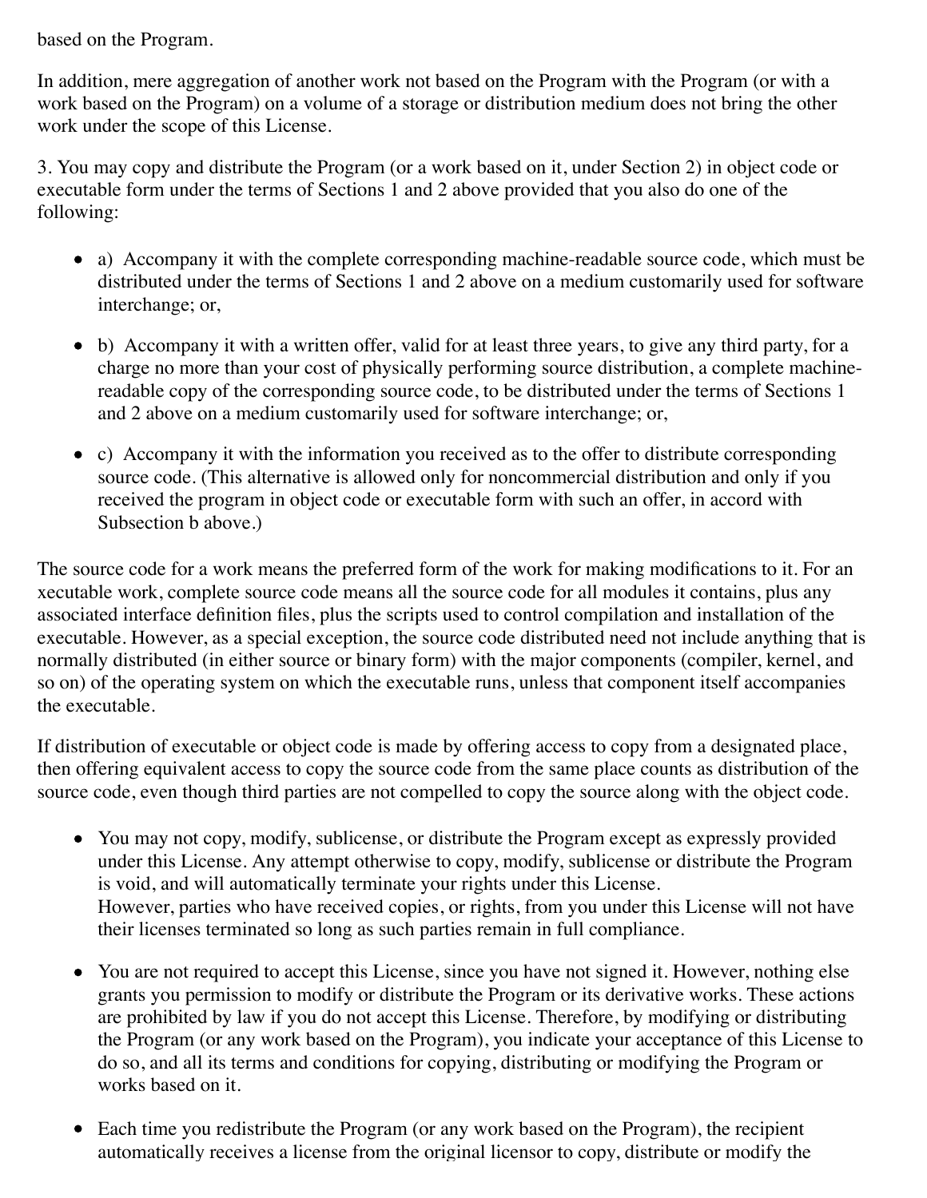based on the Program.

In addition, mere aggregation of another work not based on the Program with the Program (or with a work based on the Program) on a volume of a storage or distribution medium does not bring the other work under the scope of this License.

3. You may copy and distribute the Program (or a work based on it, under Section 2) in object code or executable form under the terms of Sections 1 and 2 above provided that you also do one of the following:

- a) Accompany it with the complete corresponding machine-readable source code, which must be distributed under the terms of Sections 1 and 2 above on a medium customarily used for software interchange; or,
- b) Accompany it with a written offer, valid for at least three years, to give any third party, for a charge no more than your cost of physically performing source distribution, a complete machine-readable copy of the corresponding source code, to be distributed under the terms of Sections 1 and 2 above on a medium customarily used for software interchange; or,
- c) Accompany it with the information you received as to the offer to distribute corresponding source code. (This alternative is allowed only for noncommercial distribution and only if you received the program in object code or executable form with such an offer, in accord with Subsection b above.)

The source code for a work means the preferred form of the work for making modifications to it. For an xecutable work, complete source code means all the source code for all modules it contains, plus any associated interface definition files, plus the scripts used to control compilation and installation of the executable. However, as a special exception, the source code distributed need not include anything that is normally distributed (in either source or binary form) with the major components (compiler, kernel, and so on) of the operating system on which the executable runs, unless that component itself accompanies the executable.

If distribution of executable or object code is made by offering access to copy from a designated place, then offering equivalent access to copy the source code from the same place counts as distribution of the source code, even though third parties are not compelled to copy the source along with the object code.

- You may not copy, modify, sublicense, or distribute the Program except as expressly provided under this License. Any attempt otherwise to copy, modify, sublicense or distribute the Program is void, and will automatically terminate your rights under this License.
  However, parties who have received copies, or rights, from you under this License will not have their licenses terminated so long as such parties remain in full compliance.
- You are not required to accept this License, since you have not signed it. However, nothing else grants you permission to modify or distribute the Program or its derivative works. These actions are prohibited by law if you do not accept this License. Therefore, by modifying or distributing the Program (or any work based on the Program), you indicate your acceptance of this License to do so, and all its terms and conditions for copying, distributing or modifying the Program or works based on it.
- Each time you redistribute the Program (or any work based on the Program), the recipient automatically receives a license from the original licensor to copy, distribute or modify the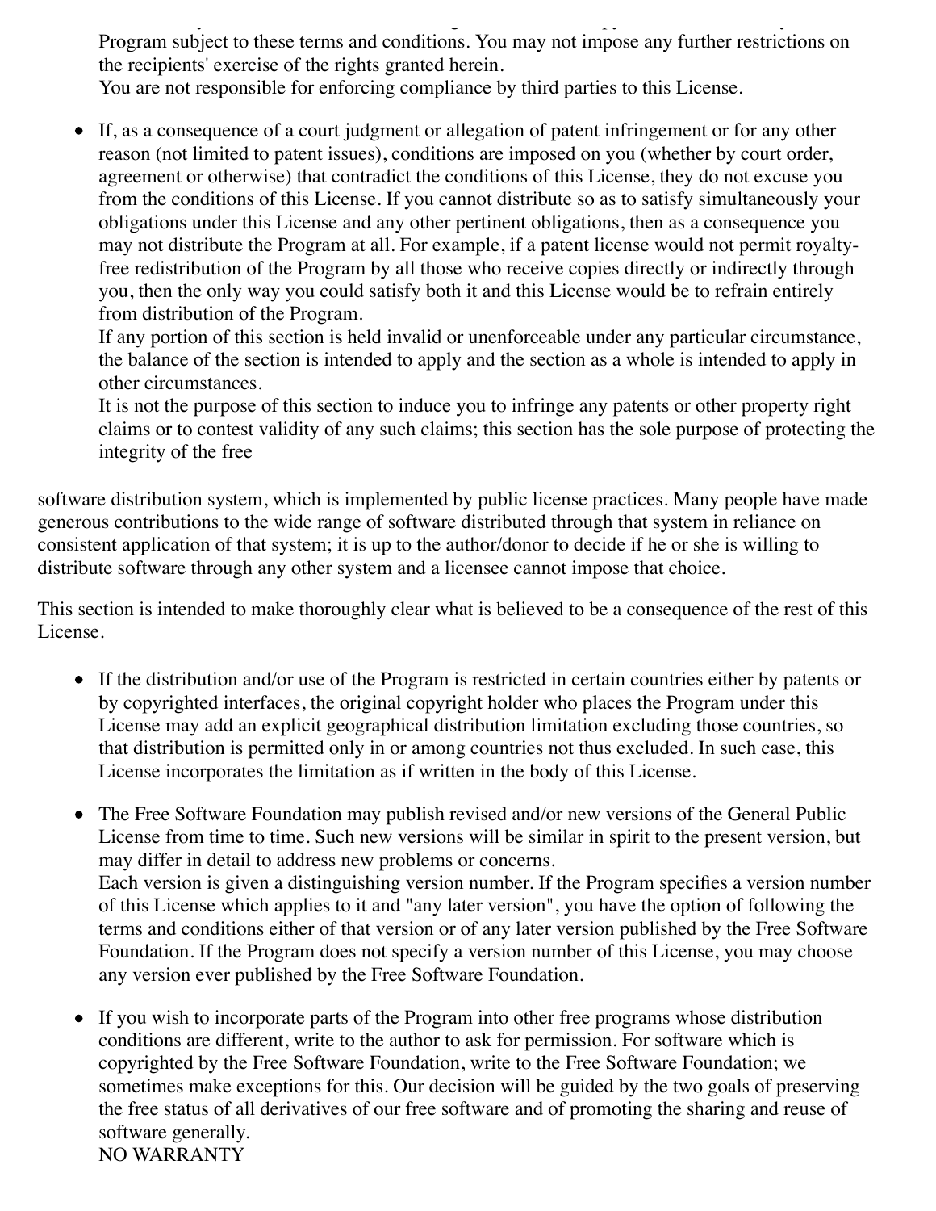Program subject to these terms and conditions. You may not impose any further restrictions on the recipients' exercise of the rights granted herein.
You are not responsible for enforcing compliance by third parties to this License.

- If, as a consequence of a court judgment or allegation of patent infringement or for any other reason (not limited to patent issues), conditions are imposed on you (whether by court order, agreement or otherwise) that contradict the conditions of this License, they do not excuse you from the conditions of this License. If you cannot distribute so as to satisfy simultaneously your obligations under this License and any other pertinent obligations, then as a consequence you may not distribute the Program at all. For example, if a patent license would not permit royalty-free redistribution of the Program by all those who receive copies directly or indirectly through you, then the only way you could satisfy both it and this License would be to refrain entirely from distribution of the Program.
  If any portion of this section is held invalid or unenforceable under any particular circumstance, the balance of the section is intended to apply and the section as a whole is intended to apply in other circumstances.
  It is not the purpose of this section to induce you to infringe any patents or other property right claims or to contest validity of any such claims; this section has the sole purpose of protecting the integrity of the free

software distribution system, which is implemented by public license practices. Many people have made generous contributions to the wide range of software distributed through that system in reliance on consistent application of that system; it is up to the author/donor to decide if he or she is willing to distribute software through any other system and a licensee cannot impose that choice.

This section is intended to make thoroughly clear what is believed to be a consequence of the rest of this License.

- If the distribution and/or use of the Program is restricted in certain countries either by patents or by copyrighted interfaces, the original copyright holder who places the Program under this License may add an explicit geographical distribution limitation excluding those countries, so that distribution is permitted only in or among countries not thus excluded. In such case, this License incorporates the limitation as if written in the body of this License.

- The Free Software Foundation may publish revised and/or new versions of the General Public License from time to time. Such new versions will be similar in spirit to the present version, but may differ in detail to address new problems or concerns.
  Each version is given a distinguishing version number. If the Program specifies a version number of this License which applies to it and "any later version", you have the option of following the terms and conditions either of that version or of any later version published by the Free Software Foundation. If the Program does not specify a version number of this License, you may choose any version ever published by the Free Software Foundation.

- If you wish to incorporate parts of the Program into other free programs whose distribution conditions are different, write to the author to ask for permission. For software which is copyrighted by the Free Software Foundation, write to the Free Software Foundation; we sometimes make exceptions for this. Our decision will be guided by the two goals of preserving the free status of all derivatives of our free software and of promoting the sharing and reuse of software generally.
  NO WARRANTY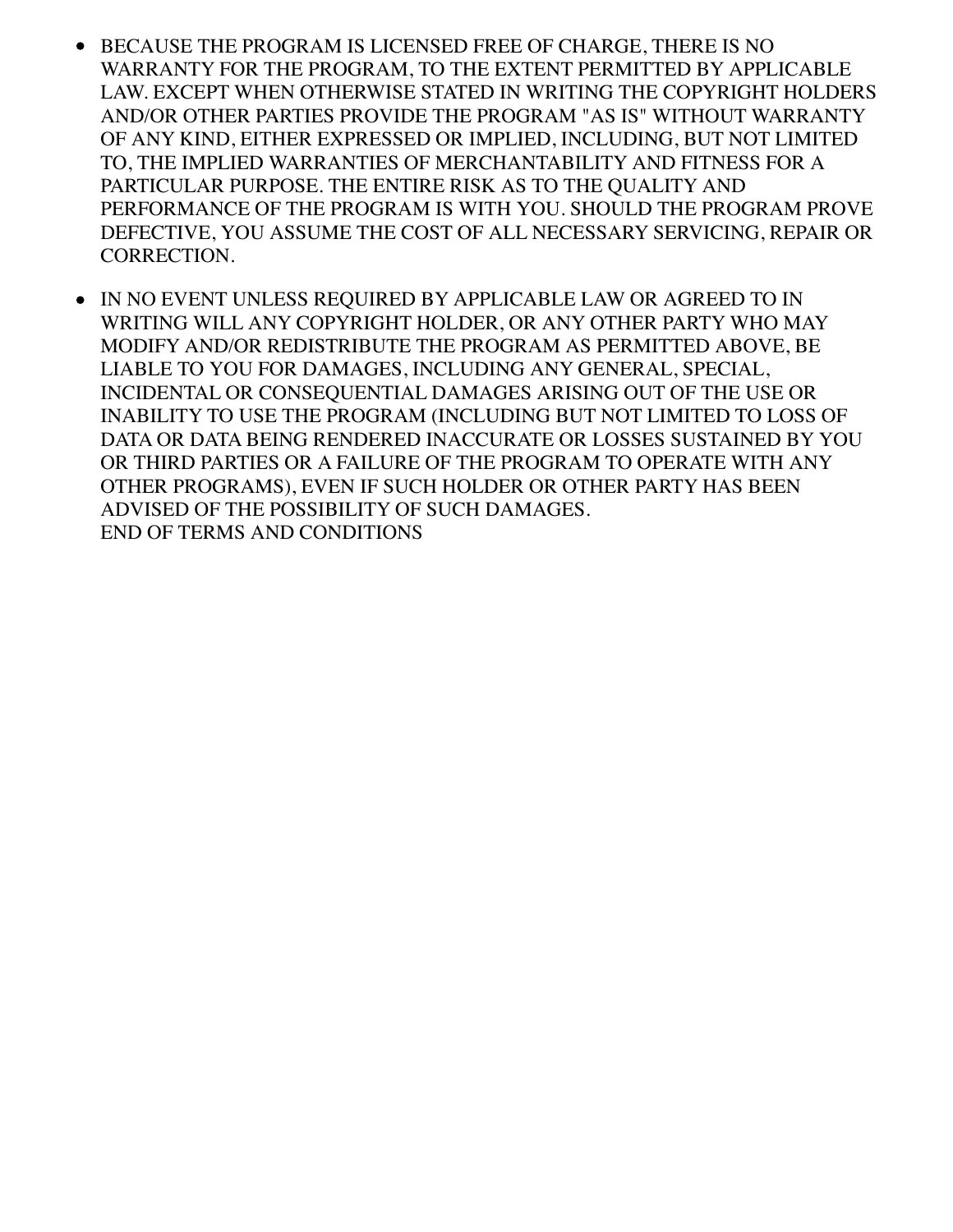- BECAUSE THE PROGRAM IS LICENSED FREE OF CHARGE, THERE IS NO WARRANTY FOR THE PROGRAM, TO THE EXTENT PERMITTED BY APPLICABLE LAW. EXCEPT WHEN OTHERWISE STATED IN WRITING THE COPYRIGHT HOLDERS AND/OR OTHER PARTIES PROVIDE THE PROGRAM "AS IS" WITHOUT WARRANTY OF ANY KIND, EITHER EXPRESSED OR IMPLIED, INCLUDING, BUT NOT LIMITED TO, THE IMPLIED WARRANTIES OF MERCHANTABILITY AND FITNESS FOR A PARTICULAR PURPOSE. THE ENTIRE RISK AS TO THE QUALITY AND PERFORMANCE OF THE PROGRAM IS WITH YOU. SHOULD THE PROGRAM PROVE DEFECTIVE, YOU ASSUME THE COST OF ALL NECESSARY SERVICING, REPAIR OR CORRECTION.
- IN NO EVENT UNLESS REQUIRED BY APPLICABLE LAW OR AGREED TO IN WRITING WILL ANY COPYRIGHT HOLDER, OR ANY OTHER PARTY WHO MAY MODIFY AND/OR REDISTRIBUTE THE PROGRAM AS PERMITTED ABOVE, BE LIABLE TO YOU FOR DAMAGES, INCLUDING ANY GENERAL, SPECIAL, INCIDENTAL OR CONSEQUENTIAL DAMAGES ARISING OUT OF THE USE OR INABILITY TO USE THE PROGRAM (INCLUDING BUT NOT LIMITED TO LOSS OF DATA OR DATA BEING RENDERED INACCURATE OR LOSSES SUSTAINED BY YOU OR THIRD PARTIES OR A FAILURE OF THE PROGRAM TO OPERATE WITH ANY OTHER PROGRAMS), EVEN IF SUCH HOLDER OR OTHER PARTY HAS BEEN ADVISED OF THE POSSIBILITY OF SUCH DAMAGES.
  END OF TERMS AND CONDITIONS